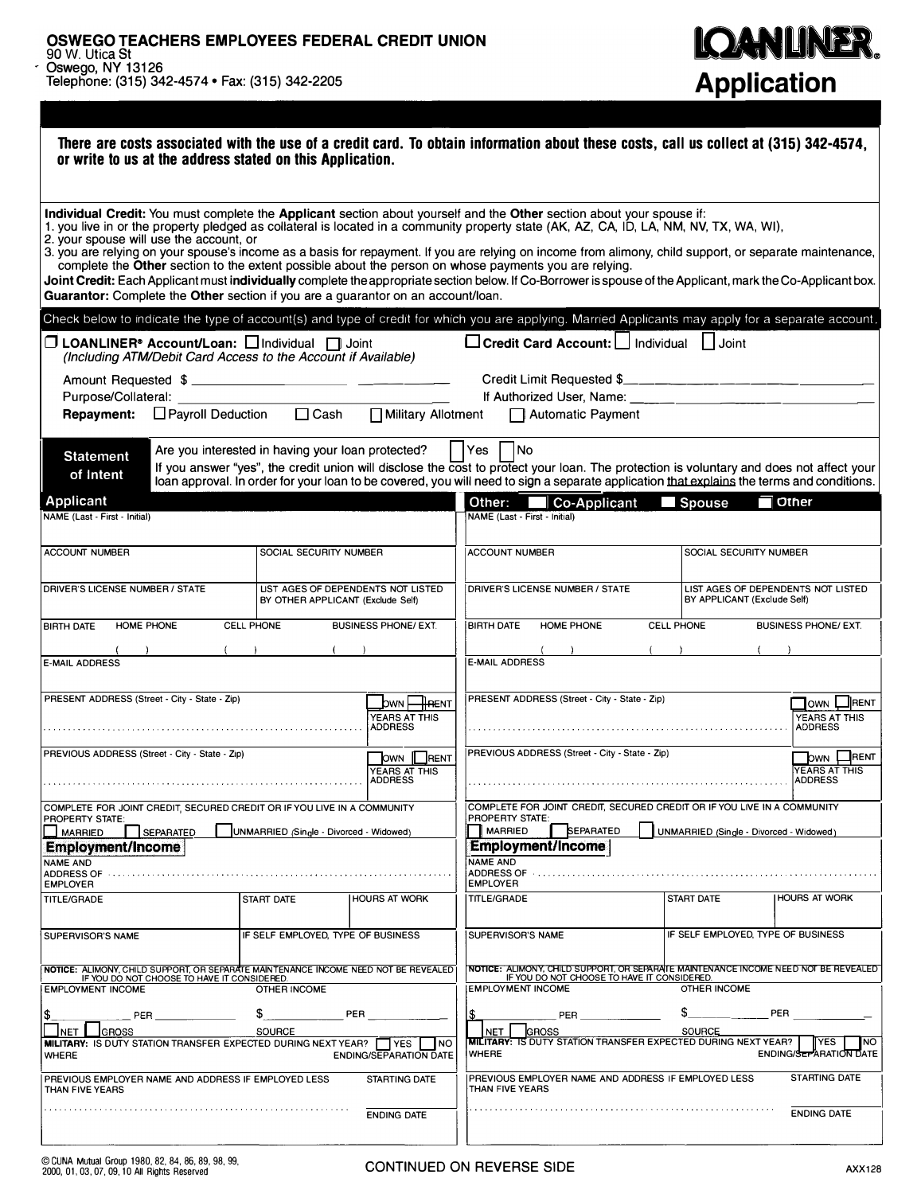**OSWEGO TEACHERS EMPLOYEES FEDERAL CREDIT UNION**
90 W. Utica St
Oswego, NY 13126
Telephone: (315) 342-4574 • Fax: (315) 342-2205

# LOANLINER® Application

**There are costs associated with the use of a credit card. To obtain information about these costs, call us collect at (315) 342-4574, or write to us at the address stated on this Application.**

**Individual Credit:** You must complete the **Applicant** section about yourself and the **Other** section about your spouse if:
1. you live in or the property pledged as collateral is located in a community property state (AK, AZ, CA, ID, LA, NM, NV, TX, WA, WI),
2. your spouse will use the account, or
3. you are relying on your spouse's income as a basis for repayment. If you are relying on income from alimony, child support, or separate maintenance, complete the **Other** section to the extent possible about the person on whose payments you are relying.

**Joint Credit:** Each Applicant must **individually** complete the appropriate section below. If Co-Borrower is spouse of the Applicant, mark the Co-Applicant box.
**Guarantor:** Complete the **Other** section if you are a guarantor on an account/loan.

Check below to indicate the type of account(s) and type of credit for which you are applying. Married Applicants may apply for a separate account.

☐ **LOANLINER® Account/Loan:** ☐ Individual ☐ Joint
*(Including ATM/Debit Card Access to the Account if Available)*
Amount Requested $ ______________________
Purpose/Collateral: ______________________
**Repayment:** ☐ Payroll Deduction ☐ Cash ☐ Military Allotment ☐ Automatic Payment

☐ **Credit Card Account:** ☐ Individual ☐ Joint
Credit Limit Requested $______________________
If Authorized User, Name: ______________________

**Statement of Intent**
Are you interested in having your loan protected? ☐ Yes ☐ No
If you answer "yes", the credit union will disclose the cost to protect your loan. The protection is voluntary and does not affect your loan approval. In order for your loan to be covered, you will need to sign a separate application that explains the terms and conditions.

## Applicant

| | |
|---|---|
| NAME (Last - First - Initial) | |
| ACCOUNT NUMBER | SOCIAL SECURITY NUMBER |
| DRIVER'S LICENSE NUMBER / STATE | LIST AGES OF DEPENDENTS NOT LISTED BY OTHER APPLICANT (Exclude Self) |

| BIRTH DATE | HOME PHONE | CELL PHONE | BUSINESS PHONE/ EXT. |
|---|---|---|---|
| | ( ) | ( ) | ( ) |

E-MAIL ADDRESS

| | |
|---|---|
| PRESENT ADDRESS (Street - City - State - Zip) | ☐ OWN ☐ RENT<br>YEARS AT THIS ADDRESS |
| PREVIOUS ADDRESS (Street - City - State - Zip) | ☐ OWN ☐ RENT<br>YEARS AT THIS ADDRESS |

COMPLETE FOR JOINT CREDIT, SECURED CREDIT OR IF YOU LIVE IN A COMMUNITY PROPERTY STATE:
☐ MARRIED ☐ SEPARATED ☐ UNMARRIED (Single - Divorced - Widowed)

### Employment/Income

NAME AND ADDRESS OF EMPLOYER

| TITLE/GRADE | START DATE | HOURS AT WORK |
|---|---|---|
| | | |

| SUPERVISOR'S NAME | IF SELF EMPLOYED, TYPE OF BUSINESS |
|---|---|
| | |

**NOTICE:** ALIMONY, CHILD SUPPORT, OR SEPARATE MAINTENANCE INCOME NEED NOT BE REVEALED IF YOU DO NOT CHOOSE TO HAVE IT CONSIDERED.

| EMPLOYMENT INCOME | OTHER INCOME |
|---|---|
| $__________ PER __________ | $__________ PER __________ |
| ☐ NET ☐ GROSS | SOURCE |

**MILITARY:** IS DUTY STATION TRANSFER EXPECTED DURING NEXT YEAR? ☐ YES ☐ NO
WHERE | ENDING/SEPARATION DATE

| PREVIOUS EMPLOYER NAME AND ADDRESS IF EMPLOYED LESS THAN FIVE YEARS | STARTING DATE |
|---|---|
| | ENDING DATE |

## Other: ☐ Co-Applicant ☐ Spouse ☐ Other

| | |
|---|---|
| NAME (Last - First - Initial) | |
| ACCOUNT NUMBER | SOCIAL SECURITY NUMBER |
| DRIVER'S LICENSE NUMBER / STATE | LIST AGES OF DEPENDENTS NOT LISTED BY APPLICANT (Exclude Self) |

| BIRTH DATE | HOME PHONE | CELL PHONE | BUSINESS PHONE/ EXT. |
|---|---|---|---|
| | ( ) | ( ) | ( ) |

E-MAIL ADDRESS

| | |
|---|---|
| PRESENT ADDRESS (Street - City - State - Zip) | ☐ OWN ☐ RENT<br>YEARS AT THIS ADDRESS |
| PREVIOUS ADDRESS (Street - City - State - Zip) | ☐ OWN ☐ RENT<br>YEARS AT THIS ADDRESS |

COMPLETE FOR JOINT CREDIT, SECURED CREDIT OR IF YOU LIVE IN A COMMUNITY PROPERTY STATE:
☐ MARRIED ☐ SEPARATED ☐ UNMARRIED (Single - Divorced - Widowed)

### Employment/Income

NAME AND ADDRESS OF EMPLOYER

| TITLE/GRADE | START DATE | HOURS AT WORK |
|---|---|---|
| | | |

| SUPERVISOR'S NAME | IF SELF EMPLOYED, TYPE OF BUSINESS |
|---|---|
| | |

**NOTICE:** ALIMONY, CHILD SUPPORT, OR SEPARATE MAINTENANCE INCOME NEED NOT BE REVEALED IF YOU DO NOT CHOOSE TO HAVE IT CONSIDERED.

| EMPLOYMENT INCOME | OTHER INCOME |
|---|---|
| $__________ PER __________ | $__________ PER __________ |
| ☐ NET ☐ GROSS | SOURCE |

**MILITARY:** IS DUTY STATION TRANSFER EXPECTED DURING NEXT YEAR? ☐ YES ☐ NO
WHERE | ENDING/SEPARATION DATE

| PREVIOUS EMPLOYER NAME AND ADDRESS IF EMPLOYED LESS THAN FIVE YEARS | STARTING DATE |
|---|---|
| | ENDING DATE |

© CUNA Mutual Group 1980, 82, 84, 86, 89, 98, 99, 2000, 01, 03, 07, 09, 10 All Rights Reserved

CONTINUED ON REVERSE SIDE

AXX128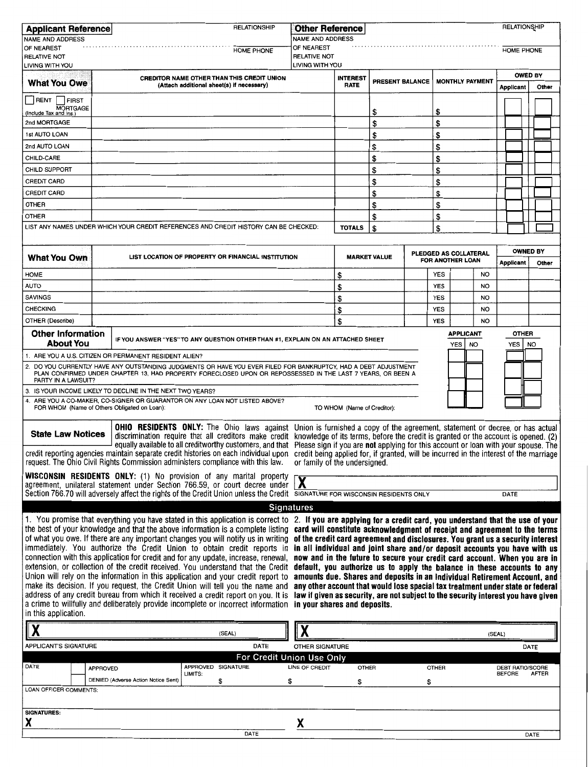| **Applicant Reference** | RELATIONSHIP | **Other Reference** | RELATIONSHIP |
|---|---|---|---|
| NAME AND ADDRESS OF NEAREST RELATIVE NOT LIVING WITH YOU | HOME PHONE | NAME AND ADDRESS OF NEAREST RELATIVE NOT LIVING WITH YOU | HOME PHONE |

| **What You Owe** | CREDITOR NAME OTHER THAN THIS CREDIT UNION (Attach additional sheet(s) if necessary) | INTEREST RATE | PRESENT BALANCE | MONTHLY PAYMENT | OWED BY | |
|---|---|---|---|---|---|---|
| | | | | | Applicant | Other |
| ☐ RENT ☐ FIRST MORTGAGE (Include Tax and Ins.) | | | $ | $ | ☐ | ☐ |
| 2nd MORTGAGE | | | $ | $ | ☐ | ☐ |
| 1st AUTO LOAN | | | $ | $ | ☐ | ☐ |
| 2nd AUTO LOAN | | | $ | $ | ☐ | ☐ |
| CHILD-CARE | | | $ | $ | ☐ | ☐ |
| CHILD SUPPORT | | | $ | $ | ☐ | ☐ |
| CREDIT CARD | | | $ | $ | ☐ | ☐ |
| CREDIT CARD | | | $ | $ | ☐ | ☐ |
| OTHER | | | $ | $ | ☐ | ☐ |
| OTHER | | | $ | $ | ☐ | ☐ |
| LIST ANY NAMES UNDER WHICH YOUR CREDIT REFERENCES AND CREDIT HISTORY CAN BE CHECKED: | | TOTALS | $ | $ | ☐ | ☐ |

| **What You Own** | LIST LOCATION OF PROPERTY OR FINANCIAL INSTITUTION | MARKET VALUE | PLEDGED AS COLLATERAL FOR ANOTHER LOAN | OWNED BY | |
|---|---|---|---|---|---|
| | | | | Applicant | Other |
| HOME | | $ | YES NO | | |
| AUTO | | $ | YES NO | | |
| SAVINGS | | $ | YES NO | | |
| CHECKING | | $ | YES NO | | |
| OTHER (Describe) | | $ | YES NO | | |

| **Other Information About You** — IF YOU ANSWER "YES" TO ANY QUESTION OTHER THAN #1, EXPLAIN ON AN ATTACHED SHEET | APPLICANT YES | APPLICANT NO | OTHER YES | OTHER NO |
|---|---|---|---|---|
| 1. ARE YOU A U.S. CITIZEN OR PERMANENT RESIDENT ALIEN? | ☐ | ☐ | ☐ | ☐ |
| 2. DO YOU CURRENTLY HAVE ANY OUTSTANDING JUDGMENTS OR HAVE YOU EVER FILED FOR BANKRUPTCY, HAD A DEBT ADJUSTMENT PLAN CONFIRMED UNDER CHAPTER 13, HAD PROPERTY FORECLOSED UPON OR REPOSSESSED IN THE LAST 7 YEARS, OR BEEN A PARTY IN A LAWSUIT? | ☐ | ☐ | ☐ | ☐ |
| 3. IS YOUR INCOME LIKELY TO DECLINE IN THE NEXT TWO YEARS? | ☐ | ☐ | ☐ | ☐ |
| 4. ARE YOU A CO-MAKER, CO-SIGNER OR GUARANTOR ON ANY LOAN NOT LISTED ABOVE? FOR WHOM (Name of Others Obligated on Loan): TO WHOM (Name of Creditor): | ☐ | ☐ | ☐ | ☐ |

## State Law Notices

**OHIO RESIDENTS ONLY:** The Ohio laws against discrimination require that all creditors make credit equally available to all creditworthy customers, and that credit reporting agencies maintain separate credit histories on each individual upon request. The Ohio Civil Rights Commission administers compliance with this law.

**WISCONSIN RESIDENTS ONLY:** (1) No provision of any marital property agreement, unilateral statement under Section 766.59, or court decree under Section 766.70 will adversely affect the rights of the Credit Union unless the Credit Union is furnished a copy of the agreement, statement or decree, or has actual knowledge of its terms, before the credit is granted or the account is opened. (2) Please sign if you are **not** applying for this account or loan with your spouse. The credit being applied for, if granted, will be incurred in the interest of the marriage or family of the undersigned.

**X** ______________________________
SIGNATURE FOR WISCONSIN RESIDENTS ONLY    DATE

## Signatures

1. You promise that everything you have stated in this application is correct to the best of your knowledge and that the above information is a complete listing of what you owe. If there are any important changes you will notify us in writing immediately. You authorize the Credit Union to obtain credit reports in connection with this application for credit and for any update, increase, renewal, extension, or collection of the credit received. You understand that the Credit Union will rely on the information in this application and your credit report to make its decision. If you request, the Credit Union will tell you the name and address of any credit bureau from which it received a credit report on you. It is a crime to willfully and deliberately provide incomplete or incorrect information in this application.

2. **If you are applying for a credit card, you understand that the use of your card will constitute acknowledgment of receipt and agreement to the terms of the credit card agreement and disclosures. You grant us a security interest in all individual and joint share and/or deposit accounts you have with us now and in the future to secure your credit card account. When you are in default, you authorize us to apply the balance in these accounts to any amounts due. Shares and deposits in an Individual Retirement Account, and any other account that would lose special tax treatment under state or federal law if given as security, are not subject to the security interest you have given in your shares and deposits.**

**X** ______________________ (SEAL)
APPLICANT'S SIGNATURE    DATE

**X** ______________________ (SEAL)
OTHER SIGNATURE    DATE

## For Credit Union Use Only

| DATE | ☐ APPROVED ☐ DENIED (Adverse Action Notice Sent) | APPROVED LIMITS: SIGNATURE $ | LINE OF CREDIT $ | OTHER $ | OTHER $ | DEBT RATIO/SCORE BEFORE AFTER |
|---|---|---|---|---|---|---|

LOAN OFFICER COMMENTS:

SIGNATURES:

**X** ______________________ DATE

**X** ______________________ DATE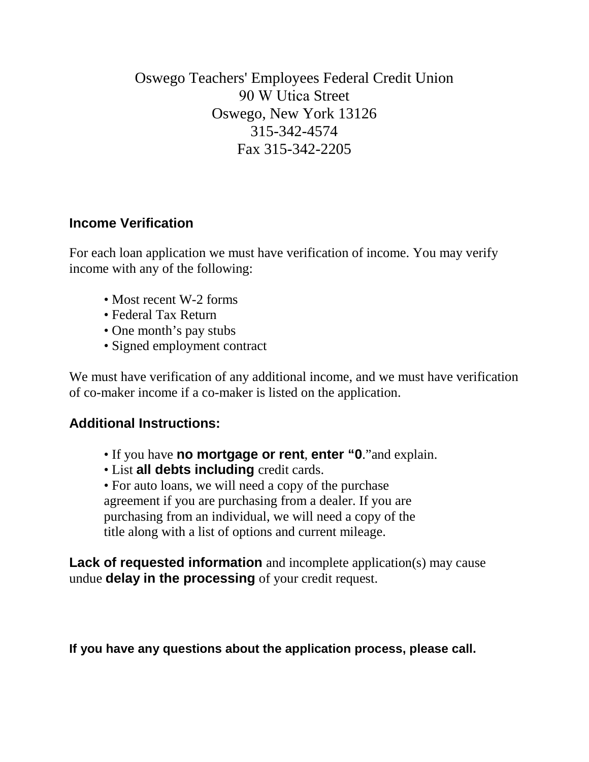Oswego Teachers' Employees Federal Credit Union
90 W Utica Street
Oswego, New York 13126
315-342-4574
Fax 315-342-2205

## Income Verification

For each loan application we must have verification of income. You may verify income with any of the following:

- Most recent W-2 forms
- Federal Tax Return
- One month's pay stubs
- Signed employment contract

We must have verification of any additional income, and we must have verification of co-maker income if a co-maker is listed on the application.

## Additional Instructions:

- If you have **no mortgage or rent**, **enter "0**."and explain.
- List **all debts including** credit cards.
- For auto loans, we will need a copy of the purchase agreement if you are purchasing from a dealer. If you are purchasing from an individual, we will need a copy of the title along with a list of options and current mileage.

**Lack of requested information** and incomplete application(s) may cause undue **delay in the processing** of your credit request.

**If you have any questions about the application process, please call.**